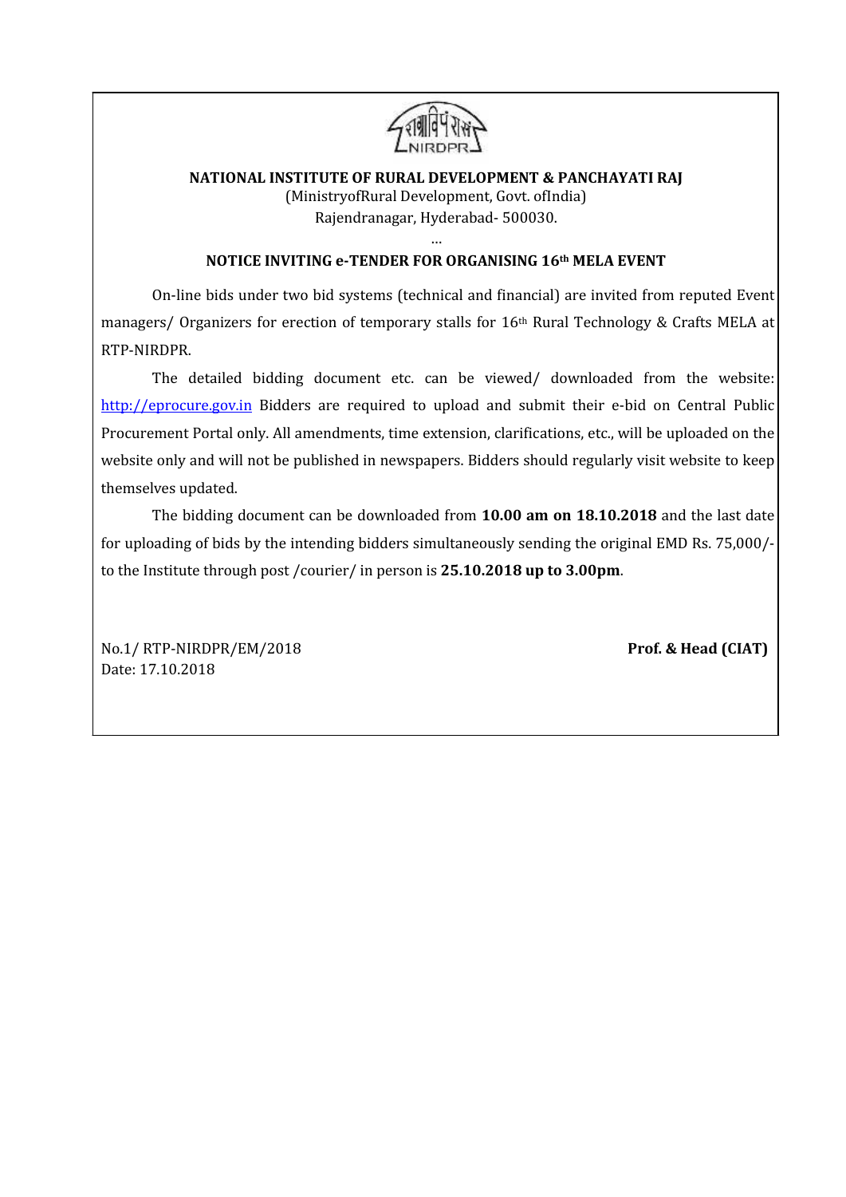**NATIONAL INSTITUTE OF RURAL DEVELOPMENT & PANCHAYATI RAJ**

(MinistryofRural Development, Govt. ofIndia)

Rajendranagar, Hyderabad- 500030.

...

**NOTICE INVITING e-TENDER FOR ORGANISING 16th MELA EVENT**

On-line bids under two bid systems (technical and financial) are invited from reputed Event managers/ Organizers for erection of temporary stalls for 16th Rural Technology & Crafts MELA at RTP-NIRDPR.

The detailed bidding document etc. can be viewed/ downloaded from the website: http://eprocure.gov.in Bidders are required to upload and submit their e-bid on Central Public Procurement Portal only. All amendments, time extension, clarifications, etc., will be uploaded on the website only and will not be published in newspapers. Bidders should regularly visit website to keep themselves updated.

The bidding document can be downloaded from **10.00 am on 18.10.2018** and the last date for uploading of bids by the intending bidders simultaneously sending the original EMD Rs. 75,000/- to the Institute through post /courier/ in person is **25.10.2018 up to 3.00pm**.

No.1/ RTP-NIRDPR/EM/2018

Date: 17.10.2018

**Prof. & Head (CIAT)**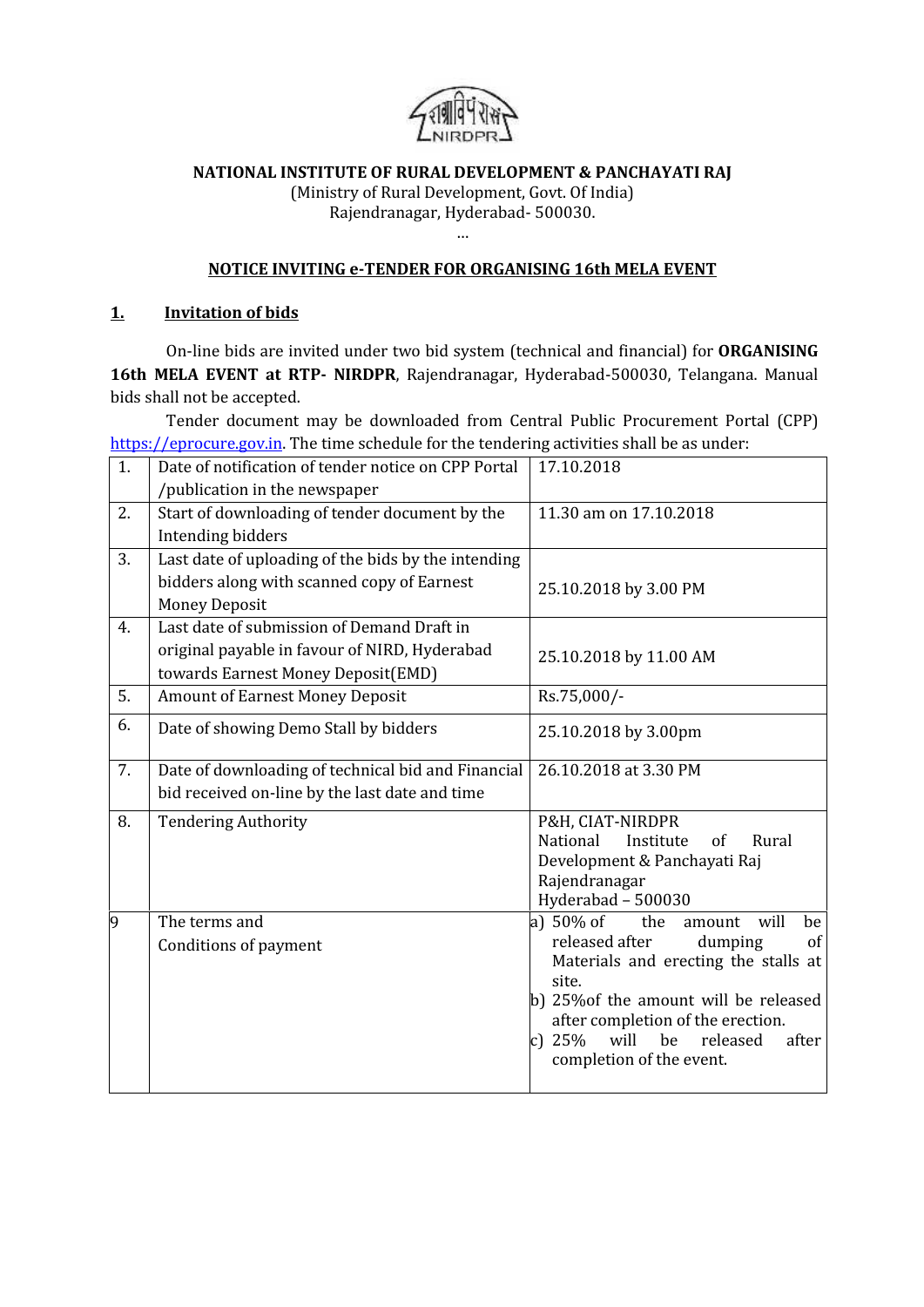**NATIONAL INSTITUTE OF RURAL DEVELOPMENT & PANCHAYATI RAJ**

(Ministry of Rural Development, Govt. Of India)

Rajendranagar, Hyderabad- 500030.

...

## NOTICE INVITING e-TENDER FOR ORGANISING 16th MELA EVENT

### 1. Invitation of bids

On-line bids are invited under two bid system (technical and financial) for **ORGANISING 16th MELA EVENT at RTP- NIRDPR**, Rajendranagar, Hyderabad-500030, Telangana. Manual bids shall not be accepted.

Tender document may be downloaded from Central Public Procurement Portal (CPP) https://eprocure.gov.in. The time schedule for the tendering activities shall be as under:

| | | |
|---|---|---|
| 1. | Date of notification of tender notice on CPP Portal /publication in the newspaper | 17.10.2018 |
| 2. | Start of downloading of tender document by the Intending bidders | 11.30 am on 17.10.2018 |
| 3. | Last date of uploading of the bids by the intending bidders along with scanned copy of Earnest Money Deposit | 25.10.2018 by 3.00 PM |
| 4. | Last date of submission of Demand Draft in original payable in favour of NIRD, Hyderabad towards Earnest Money Deposit(EMD) | 25.10.2018 by 11.00 AM |
| 5. | Amount of Earnest Money Deposit | Rs.75,000/- |
| 6. | Date of showing Demo Stall by bidders | 25.10.2018 by 3.00pm |
| 7. | Date of downloading of technical bid and Financial bid received on-line by the last date and time | 26.10.2018 at 3.30 PM |
| 8. | Tendering Authority | P&H, CIAT-NIRDPR<br>National Institute of Rural Development & Panchayati Raj<br>Rajendranagar<br>Hyderabad – 500030 |
| 9 | The terms and Conditions of payment | a) 50% of the amount will be released after dumping of Materials and erecting the stalls at site.<br>b) 25%of the amount will be released after completion of the erection.<br>c) 25% will be released after completion of the event. |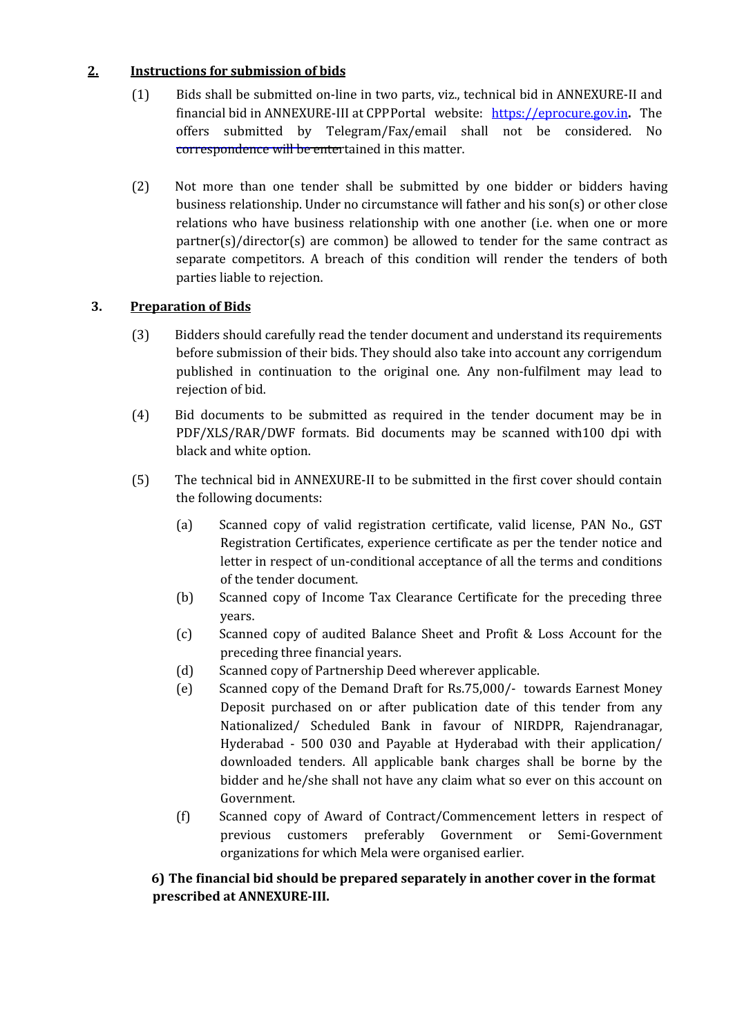## 2. Instructions for submission of bids

(1) Bids shall be submitted on-line in two parts, viz., technical bid in ANNEXURE-II and financial bid in ANNEXURE-III at CPPPortal website: https://eprocure.gov.in**.** The offers submitted by Telegram/Fax/email shall not be considered. No correspondence will be entertained in this matter.

(2) Not more than one tender shall be submitted by one bidder or bidders having business relationship. Under no circumstance will father and his son(s) or other close relations who have business relationship with one another (i.e. when one or more partner(s)/director(s) are common) be allowed to tender for the same contract as separate competitors. A breach of this condition will render the tenders of both parties liable to rejection.

## 3. Preparation of Bids

(3) Bidders should carefully read the tender document and understand its requirements before submission of their bids. They should also take into account any corrigendum published in continuation to the original one. Any non-fulfilment may lead to rejection of bid.

(4) Bid documents to be submitted as required in the tender document may be in PDF/XLS/RAR/DWF formats. Bid documents may be scanned with100 dpi with black and white option.

(5) The technical bid in ANNEXURE-II to be submitted in the first cover should contain the following documents:

(a) Scanned copy of valid registration certificate, valid license, PAN No., GST Registration Certificates, experience certificate as per the tender notice and letter in respect of un-conditional acceptance of all the terms and conditions of the tender document.

(b) Scanned copy of Income Tax Clearance Certificate for the preceding three years.

(c) Scanned copy of audited Balance Sheet and Profit & Loss Account for the preceding three financial years.

(d) Scanned copy of Partnership Deed wherever applicable.

(e) Scanned copy of the Demand Draft for Rs.75,000/- towards Earnest Money Deposit purchased on or after publication date of this tender from any Nationalized/ Scheduled Bank in favour of NIRDPR, Rajendranagar, Hyderabad - 500 030 and Payable at Hyderabad with their application/ downloaded tenders. All applicable bank charges shall be borne by the bidder and he/she shall not have any claim what so ever on this account on Government.

(f) Scanned copy of Award of Contract/Commencement letters in respect of previous customers preferably Government or Semi-Government organizations for which Mela were organised earlier.

**6) The financial bid should be prepared separately in another cover in the format prescribed at ANNEXURE-III.**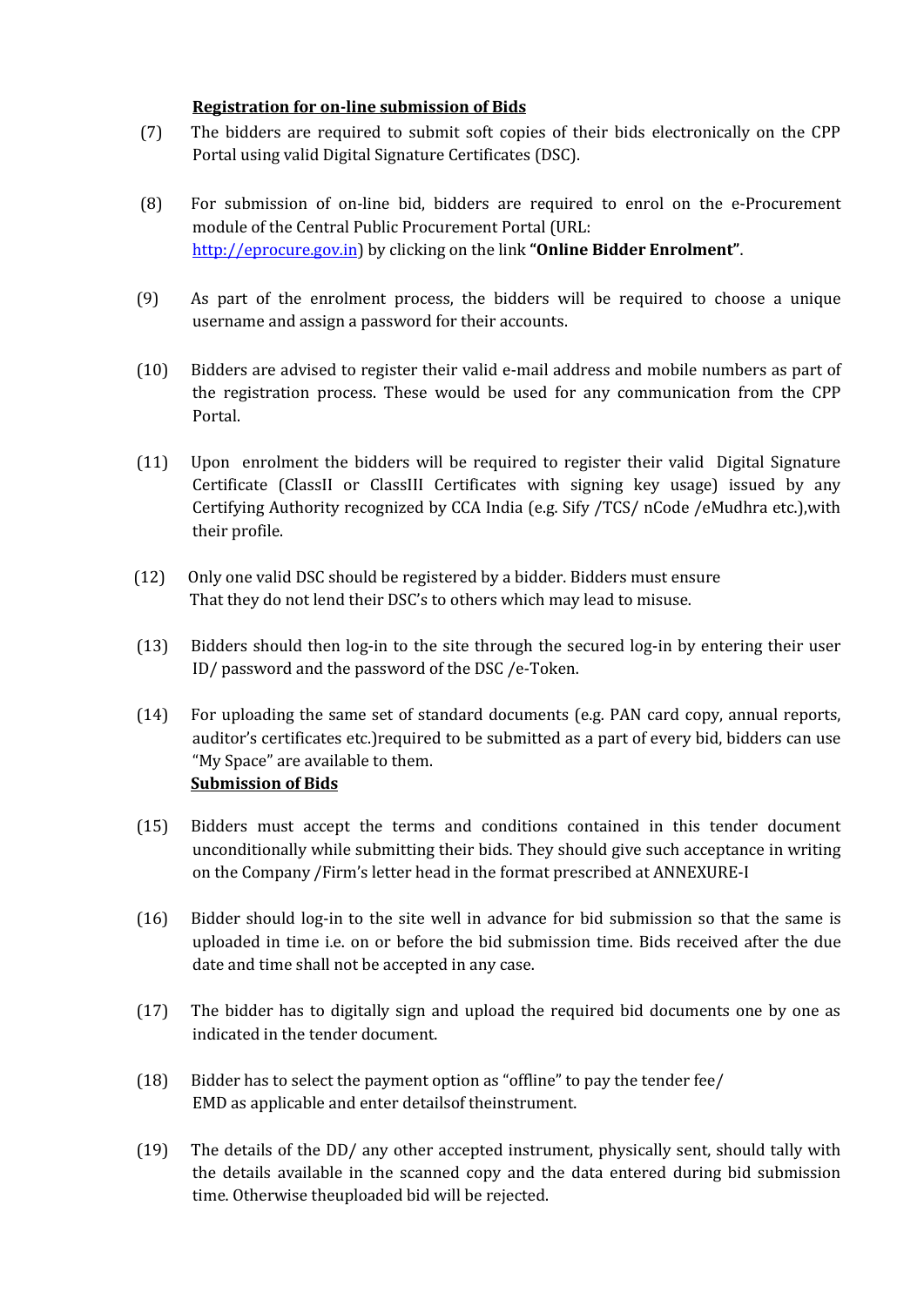**Registration for on-line submission of Bids**

(7) The bidders are required to submit soft copies of their bids electronically on the CPP Portal using valid Digital Signature Certificates (DSC).

(8) For submission of on-line bid, bidders are required to enrol on the e-Procurement module of the Central Public Procurement Portal (URL: http://eprocure.gov.in) by clicking on the link **"Online Bidder Enrolment"**.

(9) As part of the enrolment process, the bidders will be required to choose a unique username and assign a password for their accounts.

(10) Bidders are advised to register their valid e-mail address and mobile numbers as part of the registration process. These would be used for any communication from the CPP Portal.

(11) Upon enrolment the bidders will be required to register their valid Digital Signature Certificate (ClassII or ClassIII Certificates with signing key usage) issued by any Certifying Authority recognized by CCA India (e.g. Sify /TCS/ nCode /eMudhra etc.),with their profile.

(12) Only one valid DSC should be registered by a bidder. Bidders must ensure That they do not lend their DSC's to others which may lead to misuse.

(13) Bidders should then log-in to the site through the secured log-in by entering their user ID/ password and the password of the DSC /e-Token.

(14) For uploading the same set of standard documents (e.g. PAN card copy, annual reports, auditor's certificates etc.)required to be submitted as a part of every bid, bidders can use "My Space" are available to them.

**Submission of Bids**

(15) Bidders must accept the terms and conditions contained in this tender document unconditionally while submitting their bids. They should give such acceptance in writing on the Company /Firm's letter head in the format prescribed at ANNEXURE-I

(16) Bidder should log-in to the site well in advance for bid submission so that the same is uploaded in time i.e. on or before the bid submission time. Bids received after the due date and time shall not be accepted in any case.

(17) The bidder has to digitally sign and upload the required bid documents one by one as indicated in the tender document.

(18) Bidder has to select the payment option as "offline" to pay the tender fee/ EMD as applicable and enter detailsof theinstrument.

(19) The details of the DD/ any other accepted instrument, physically sent, should tally with the details available in the scanned copy and the data entered during bid submission time. Otherwise theuploaded bid will be rejected.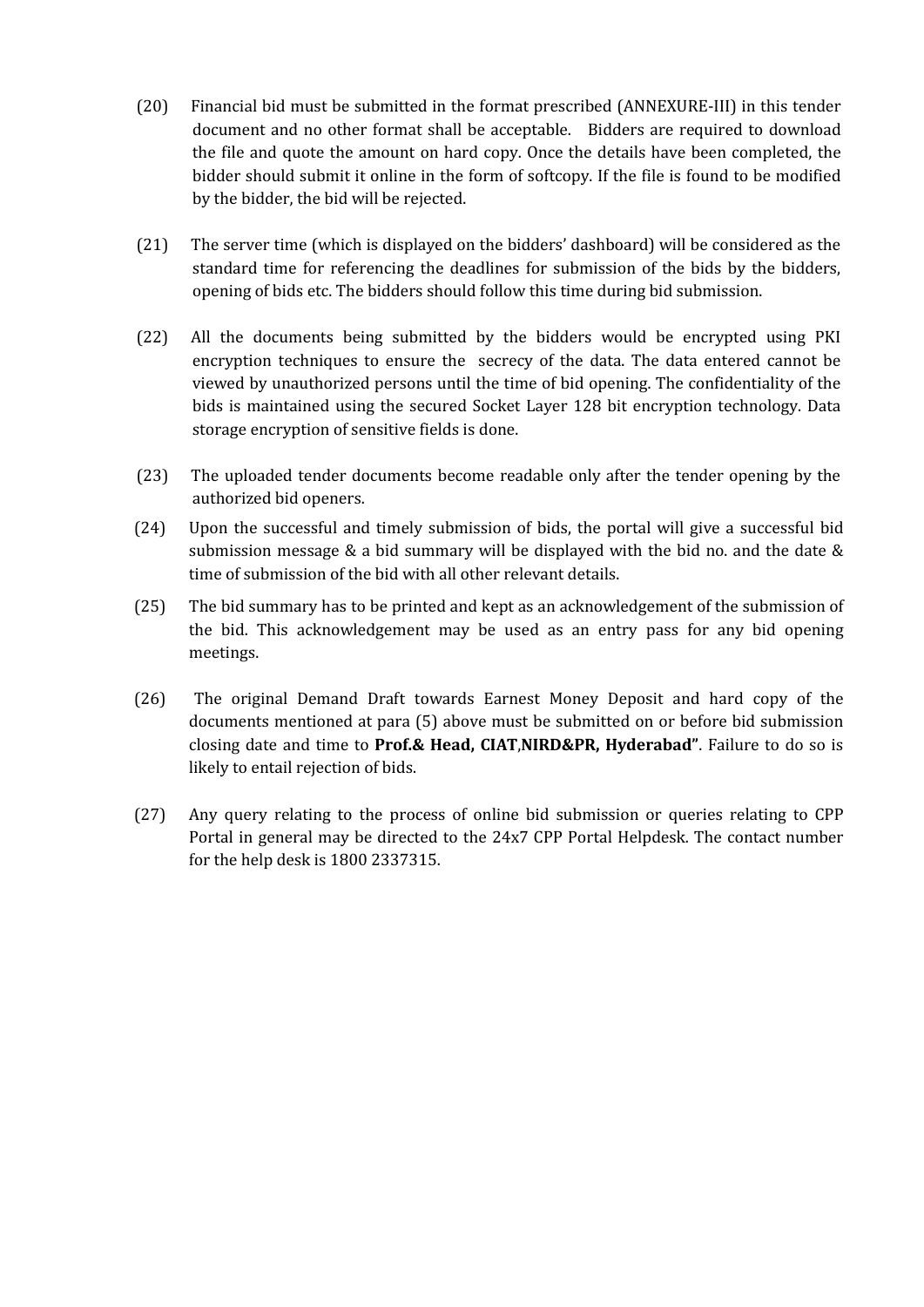(20) Financial bid must be submitted in the format prescribed (ANNEXURE-III) in this tender document and no other format shall be acceptable. Bidders are required to download the file and quote the amount on hard copy. Once the details have been completed, the bidder should submit it online in the form of softcopy. If the file is found to be modified by the bidder, the bid will be rejected.

(21) The server time (which is displayed on the bidders' dashboard) will be considered as the standard time for referencing the deadlines for submission of the bids by the bidders, opening of bids etc. The bidders should follow this time during bid submission.

(22) All the documents being submitted by the bidders would be encrypted using PKI encryption techniques to ensure the secrecy of the data. The data entered cannot be viewed by unauthorized persons until the time of bid opening. The confidentiality of the bids is maintained using the secured Socket Layer 128 bit encryption technology. Data storage encryption of sensitive fields is done.

(23) The uploaded tender documents become readable only after the tender opening by the authorized bid openers.

(24) Upon the successful and timely submission of bids, the portal will give a successful bid submission message & a bid summary will be displayed with the bid no. and the date & time of submission of the bid with all other relevant details.

(25) The bid summary has to be printed and kept as an acknowledgement of the submission of the bid. This acknowledgement may be used as an entry pass for any bid opening meetings.

(26) The original Demand Draft towards Earnest Money Deposit and hard copy of the documents mentioned at para (5) above must be submitted on or before bid submission closing date and time to **Prof.& Head, CIAT**,**NIRD&PR, Hyderabad"**. Failure to do so is likely to entail rejection of bids.

(27) Any query relating to the process of online bid submission or queries relating to CPP Portal in general may be directed to the 24x7 CPP Portal Helpdesk. The contact number for the help desk is 1800 2337315.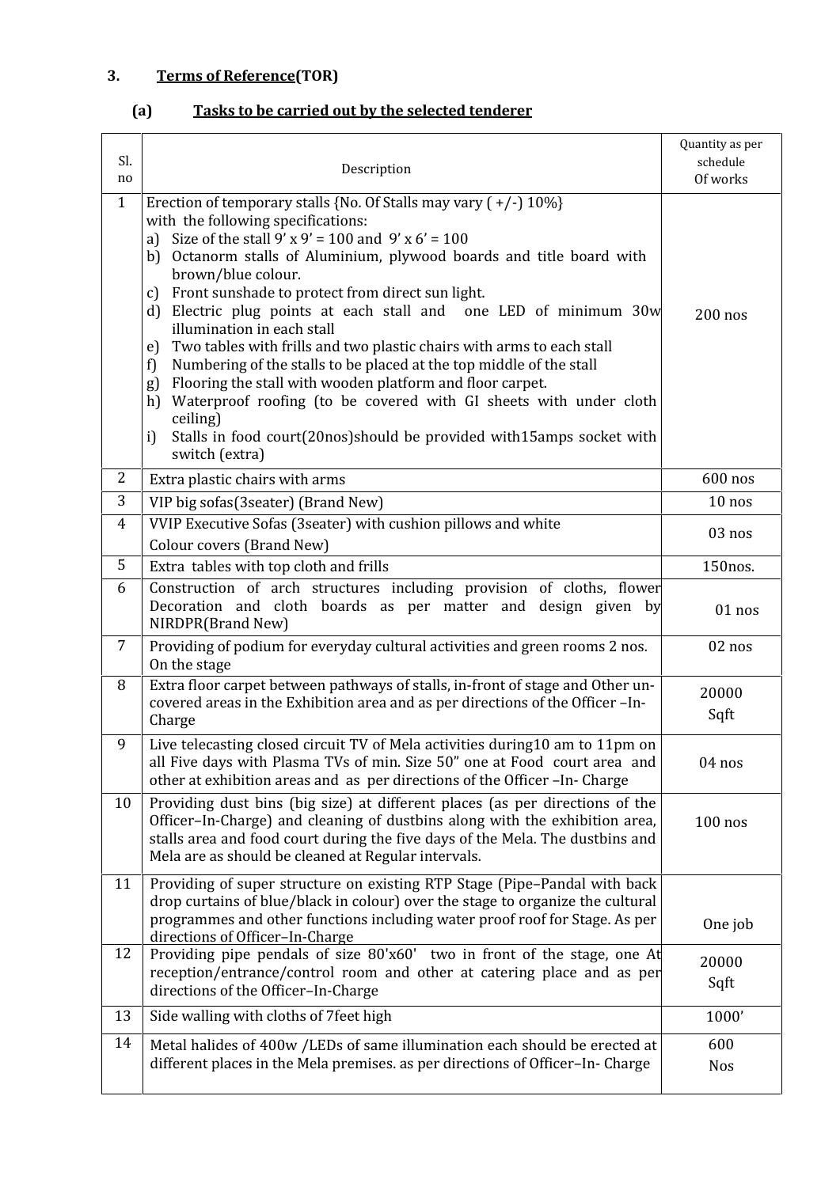## 3. Terms of Reference(TOR)

### (a) Tasks to be carried out by the selected tenderer

| Sl. no | Description | Quantity as per schedule Of works |
|---|---|---|
| 1 | Erection of temporary stalls {No. Of Stalls may vary ( +/-) 10%} with the following specifications:<br>a) Size of the stall 9' x 9' = 100 and 9' x 6' = 100<br>b) Octanorm stalls of Aluminium, plywood boards and title board with brown/blue colour.<br>c) Front sunshade to protect from direct sun light.<br>d) Electric plug points at each stall and one LED of minimum 30w illumination in each stall<br>e) Two tables with frills and two plastic chairs with arms to each stall<br>f) Numbering of the stalls to be placed at the top middle of the stall<br>g) Flooring the stall with wooden platform and floor carpet.<br>h) Waterproof roofing (to be covered with GI sheets with under cloth ceiling)<br>i) Stalls in food court(20nos)should be provided with15amps socket with switch (extra) | 200 nos |
| 2 | Extra plastic chairs with arms | 600 nos |
| 3 | VIP big sofas(3seater) (Brand New) | 10 nos |
| 4 | VVIP Executive Sofas (3seater) with cushion pillows and white Colour covers (Brand New) | 03 nos |
| 5 | Extra tables with top cloth and frills | 150nos. |
| 6 | Construction of arch structures including provision of cloths, flower Decoration and cloth boards as per matter and design given by NIRDPR(Brand New) | 01 nos |
| 7 | Providing of podium for everyday cultural activities and green rooms 2 nos. On the stage | 02 nos |
| 8 | Extra floor carpet between pathways of stalls, in-front of stage and Other un-covered areas in the Exhibition area and as per directions of the Officer –In-Charge | 20000 Sqft |
| 9 | Live telecasting closed circuit TV of Mela activities during10 am to 11pm on all Five days with Plasma TVs of min. Size 50" one at Food court area and other at exhibition areas and as per directions of the Officer –In- Charge | 04 nos |
| 10 | Providing dust bins (big size) at different places (as per directions of the Officer–In-Charge) and cleaning of dustbins along with the exhibition area, stalls area and food court during the five days of the Mela. The dustbins and Mela are as should be cleaned at Regular intervals. | 100 nos |
| 11 | Providing of super structure on existing RTP Stage (Pipe–Pandal with back drop curtains of blue/black in colour) over the stage to organize the cultural programmes and other functions including water proof roof for Stage. As per directions of Officer–In-Charge | One job |
| 12 | Providing pipe pendals of size 80'x60' two in front of the stage, one At reception/entrance/control room and other at catering place and as per directions of the Officer–In-Charge | 20000 Sqft |
| 13 | Side walling with cloths of 7feet high | 1000' |
| 14 | Metal halides of 400w /LEDs of same illumination each should be erected at different places in the Mela premises. as per directions of Officer–In- Charge | 600 Nos |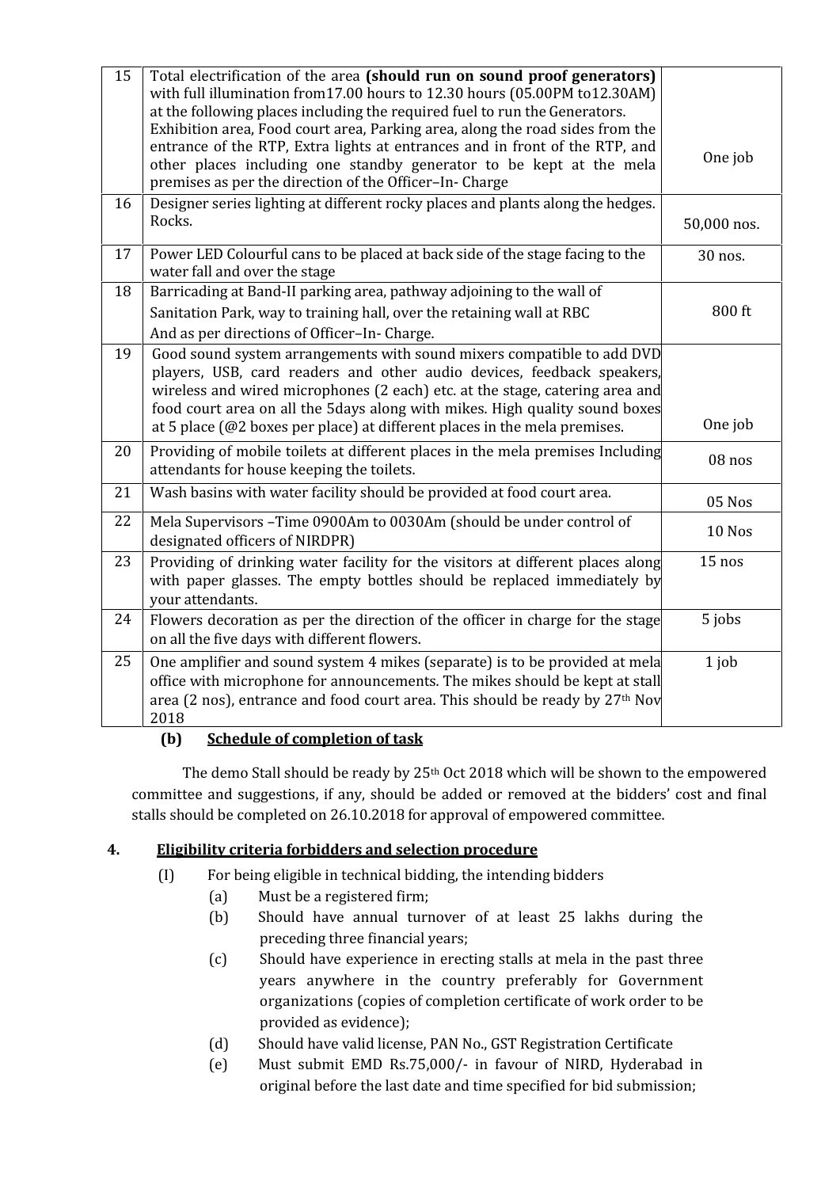| 15 | Total electrification of the area **(should run on sound proof generators)** with full illumination from17.00 hours to 12.30 hours (05.00PM to12.30AM) at the following places including the required fuel to run the Generators. Exhibition area, Food court area, Parking area, along the road sides from the entrance of the RTP, Extra lights at entrances and in front of the RTP, and other places including one standby generator to be kept at the mela premises as per the direction of the Officer–In- Charge | One job |
|---|---|---|
| 16 | Designer series lighting at different rocky places and plants along the hedges. Rocks. | 50,000 nos. |
| 17 | Power LED Colourful cans to be placed at back side of the stage facing to the water fall and over the stage | 30 nos. |
| 18 | Barricading at Band-II parking area, pathway adjoining to the wall of Sanitation Park, way to training hall, over the retaining wall at RBC And as per directions of Officer–In- Charge. | 800 ft |
| 19 | Good sound system arrangements with sound mixers compatible to add DVD players, USB, card readers and other audio devices, feedback speakers, wireless and wired microphones (2 each) etc. at the stage, catering area and food court area on all the 5days along with mikes. High quality sound boxes at 5 place (@2 boxes per place) at different places in the mela premises. | One job |
| 20 | Providing of mobile toilets at different places in the mela premises Including attendants for house keeping the toilets. | 08 nos |
| 21 | Wash basins with water facility should be provided at food court area. | 05 Nos |
| 22 | Mela Supervisors –Time 0900Am to 0030Am (should be under control of designated officers of NIRDPR) | 10 Nos |
| 23 | Providing of drinking water facility for the visitors at different places along with paper glasses. The empty bottles should be replaced immediately by your attendants. | 15 nos |
| 24 | Flowers decoration as per the direction of the officer in charge for the stage on all the five days with different flowers. | 5 jobs |
| 25 | One amplifier and sound system 4 mikes (separate) is to be provided at mela office with microphone for announcements. The mikes should be kept at stall area (2 nos), entrance and food court area. This should be ready by 27th Nov 2018 | 1 job |

**(b) Schedule of completion of task**

The demo Stall should be ready by 25th Oct 2018 which will be shown to the empowered committee and suggestions, if any, should be added or removed at the bidders' cost and final stalls should be completed on 26.10.2018 for approval of empowered committee.

## 4. Eligibility criteria forbidders and selection procedure

(I) For being eligible in technical bidding, the intending bidders

- (a) Must be a registered firm;
- (b) Should have annual turnover of at least 25 lakhs during the preceding three financial years;
- (c) Should have experience in erecting stalls at mela in the past three years anywhere in the country preferably for Government organizations (copies of completion certificate of work order to be provided as evidence);
- (d) Should have valid license, PAN No., GST Registration Certificate
- (e) Must submit EMD Rs.75,000/- in favour of NIRD, Hyderabad in original before the last date and time specified for bid submission;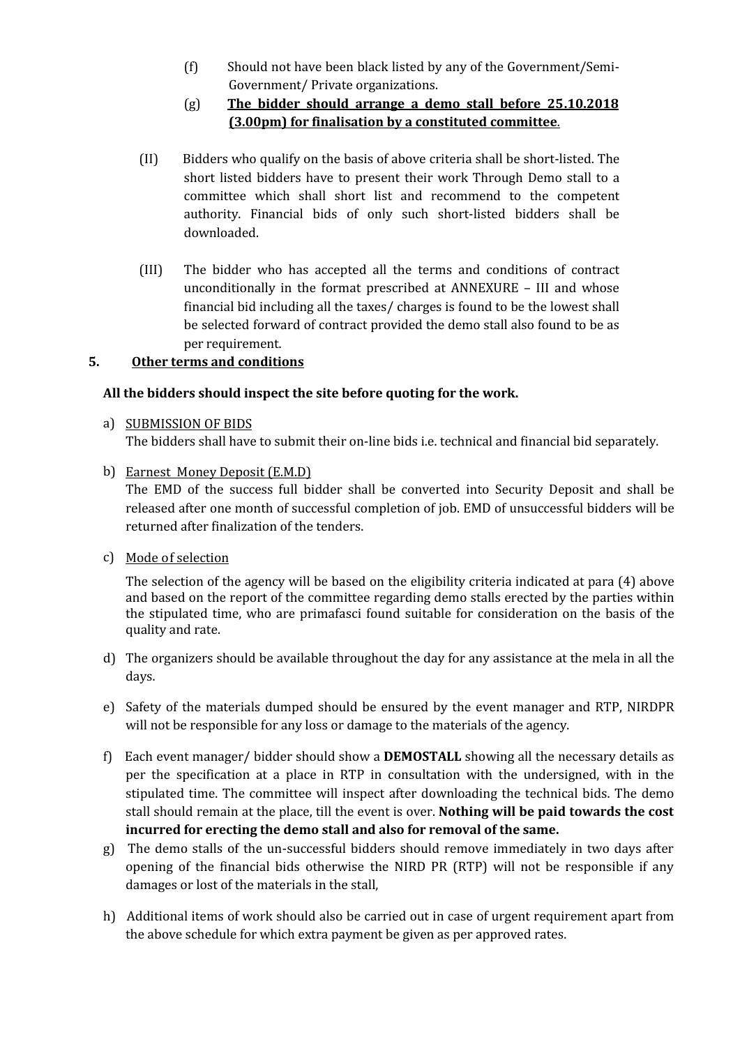(f) Should not have been black listed by any of the Government/Semi-Government/ Private organizations.

(g) **<u>The bidder should arrange a demo stall before 25.10.2018 (3.00pm) for finalisation by a constituted committee</u>**.

(II) Bidders who qualify on the basis of above criteria shall be short-listed. The short listed bidders have to present their work Through Demo stall to a committee which shall short list and recommend to the competent authority. Financial bids of only such short-listed bidders shall be downloaded.

(III) The bidder who has accepted all the terms and conditions of contract unconditionally in the format prescribed at ANNEXURE – III and whose financial bid including all the taxes/ charges is found to be the lowest shall be selected forward of contract provided the demo stall also found to be as per requirement.

**5. <u>Other terms and conditions</u>**

**All the bidders should inspect the site before quoting for the work.**

a) <u>SUBMISSION OF BIDS</u>
The bidders shall have to submit their on-line bids i.e. technical and financial bid separately.

b) <u>Earnest Money Deposit (E.M.D)</u>
The EMD of the success full bidder shall be converted into Security Deposit and shall be released after one month of successful completion of job. EMD of unsuccessful bidders will be returned after finalization of the tenders.

c) <u>Mode of selection</u>

The selection of the agency will be based on the eligibility criteria indicated at para (4) above and based on the report of the committee regarding demo stalls erected by the parties within the stipulated time, who are primafasci found suitable for consideration on the basis of the quality and rate.

d) The organizers should be available throughout the day for any assistance at the mela in all the days.

e) Safety of the materials dumped should be ensured by the event manager and RTP, NIRDPR will not be responsible for any loss or damage to the materials of the agency.

f) Each event manager/ bidder should show a **DEMOSTALL** showing all the necessary details as per the specification at a place in RTP in consultation with the undersigned, with in the stipulated time. The committee will inspect after downloading the technical bids. The demo stall should remain at the place, till the event is over. **Nothing will be paid towards the cost incurred for erecting the demo stall and also for removal of the same.**

g) The demo stalls of the un-successful bidders should remove immediately in two days after opening of the financial bids otherwise the NIRD PR (RTP) will not be responsible if any damages or lost of the materials in the stall,

h) Additional items of work should also be carried out in case of urgent requirement apart from the above schedule for which extra payment be given as per approved rates.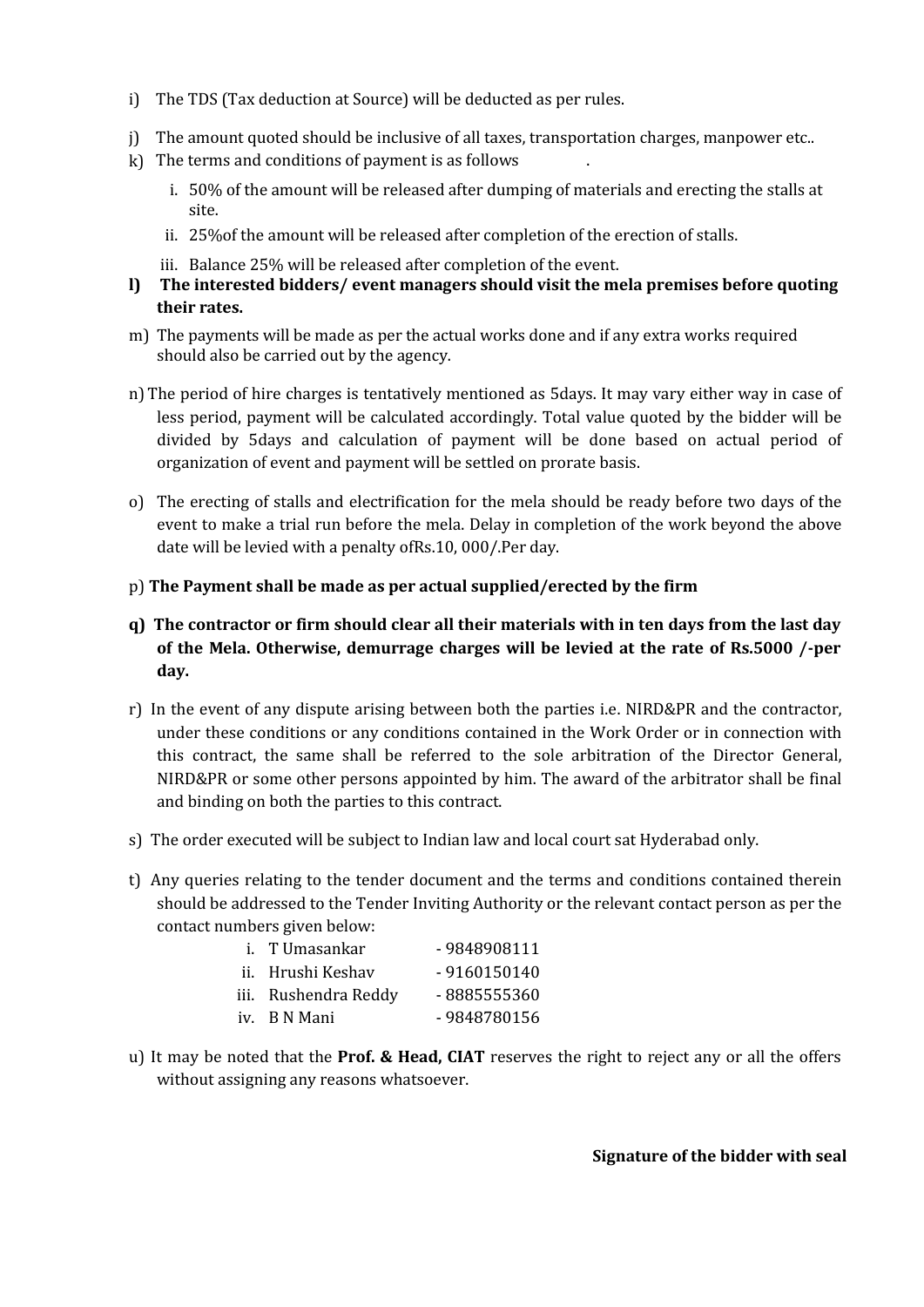i) The TDS (Tax deduction at Source) will be deducted as per rules.

j) The amount quoted should be inclusive of all taxes, transportation charges, manpower etc..

k) The terms and conditions of payment is as follows .

   i. 50% of the amount will be released after dumping of materials and erecting the stalls at site.
   ii. 25%of the amount will be released after completion of the erection of stalls.
   iii. Balance 25% will be released after completion of the event.

**l) The interested bidders/ event managers should visit the mela premises before quoting their rates.**

m) The payments will be made as per the actual works done and if any extra works required should also be carried out by the agency.

n) The period of hire charges is tentatively mentioned as 5days. It may vary either way in case of less period, payment will be calculated accordingly. Total value quoted by the bidder will be divided by 5days and calculation of payment will be done based on actual period of organization of event and payment will be settled on prorate basis.

o) The erecting of stalls and electrification for the mela should be ready before two days of the event to make a trial run before the mela. Delay in completion of the work beyond the above date will be levied with a penalty ofRs.10, 000/.Per day.

p) **The Payment shall be made as per actual supplied/erected by the firm**

**q) The contractor or firm should clear all their materials with in ten days from the last day of the Mela. Otherwise, demurrage charges will be levied at the rate of Rs.5000 /-per day.**

r) In the event of any dispute arising between both the parties i.e. NIRD&PR and the contractor, under these conditions or any conditions contained in the Work Order or in connection with this contract, the same shall be referred to the sole arbitration of the Director General, NIRD&PR or some other persons appointed by him. The award of the arbitrator shall be final and binding on both the parties to this contract.

s) The order executed will be subject to Indian law and local court sat Hyderabad only.

t) Any queries relating to the tender document and the terms and conditions contained therein should be addressed to the Tender Inviting Authority or the relevant contact person as per the contact numbers given below:

   i. T Umasankar - 9848908111
   ii. Hrushi Keshav - 9160150140
   iii. Rushendra Reddy - 8885555360
   iv. B N Mani - 9848780156

u) It may be noted that the **Prof. & Head, CIAT** reserves the right to reject any or all the offers without assigning any reasons whatsoever.

**Signature of the bidder with seal**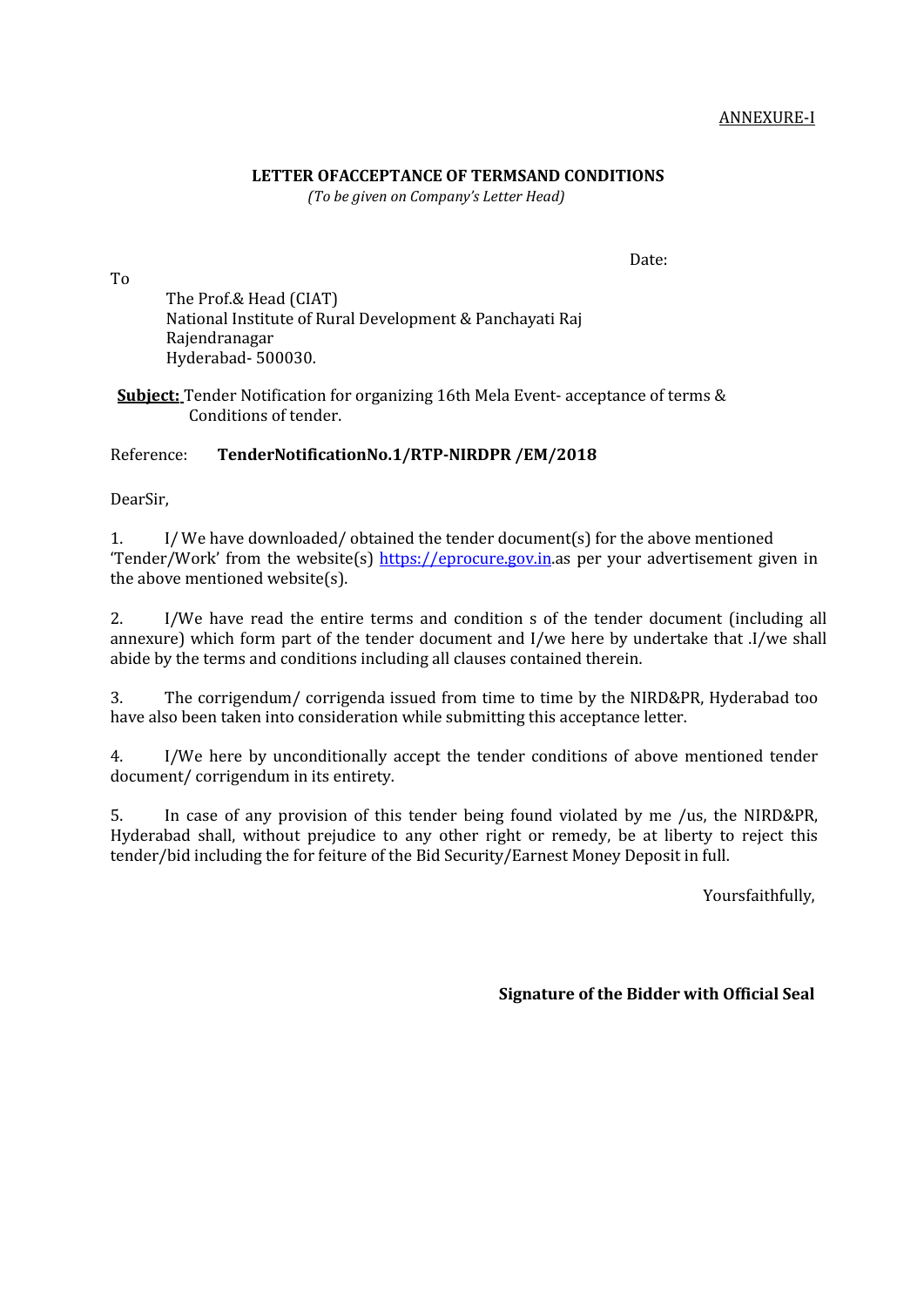ANNEXURE-I

**LETTER OFACCEPTANCE OF TERMSAND CONDITIONS**

*(To be given on Company's Letter Head)*

Date:

To

The Prof.& Head (CIAT)
National Institute of Rural Development & Panchayati Raj
Rajendranagar
Hyderabad- 500030.

**Subject:** Tender Notification for organizing 16th Mela Event- acceptance of terms & Conditions of tender.

Reference: **TenderNotificationNo.1/RTP-NIRDPR /EM/2018**

DearSir,

1. I/ We have downloaded/ obtained the tender document(s) for the above mentioned 'Tender/Work' from the website(s) https://eprocure.gov.in.as per your advertisement given in the above mentioned website(s).

2. I/We have read the entire terms and condition s of the tender document (including all annexure) which form part of the tender document and I/we here by undertake that .I/we shall abide by the terms and conditions including all clauses contained therein.

3. The corrigendum/ corrigenda issued from time to time by the NIRD&PR, Hyderabad too have also been taken into consideration while submitting this acceptance letter.

4. I/We here by unconditionally accept the tender conditions of above mentioned tender document/ corrigendum in its entirety.

5. In case of any provision of this tender being found violated by me /us, the NIRD&PR, Hyderabad shall, without prejudice to any other right or remedy, be at liberty to reject this tender/bid including the for feiture of the Bid Security/Earnest Money Deposit in full.

Yoursfaithfully,

**Signature of the Bidder with Official Seal**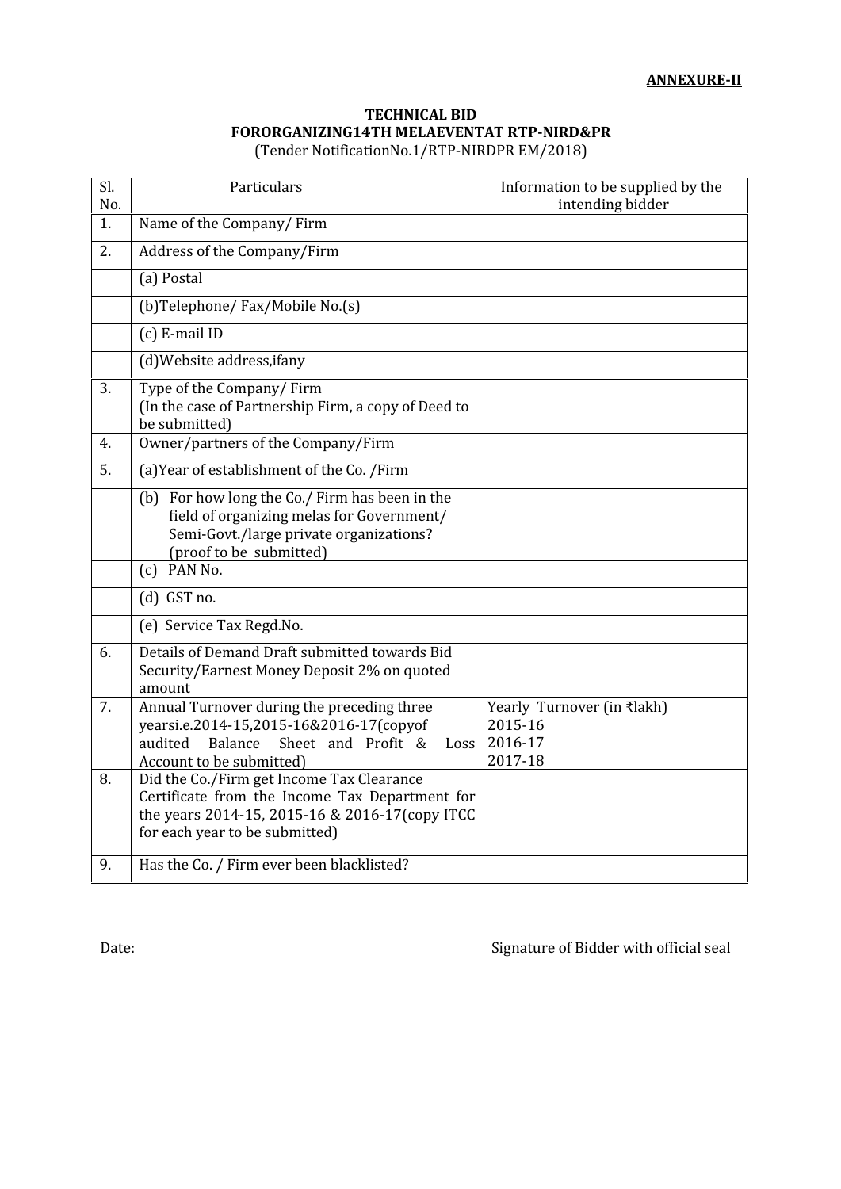**ANNEXURE-II**

**TECHNICAL BID**
**FORORGANIZING14TH MELAEVENTAT RTP-NIRD&PR**
(Tender NotificationNo.1/RTP-NIRDPR EM/2018)

| Sl. No. | Particulars | Information to be supplied by the intending bidder |
|---|---|---|
| 1. | Name of the Company/ Firm | |
| 2. | Address of the Company/Firm | |
| | (a) Postal | |
| | (b)Telephone/ Fax/Mobile No.(s) | |
| | (c) E-mail ID | |
| | (d)Website address,ifany | |
| 3. | Type of the Company/ Firm (In the case of Partnership Firm, a copy of Deed to be submitted) | |
| 4. | Owner/partners of the Company/Firm | |
| 5. | (a)Year of establishment of the Co. /Firm | |
| | (b) For how long the Co./ Firm has been in the field of organizing melas for Government/ Semi-Govt./large private organizations? (proof to be submitted) | |
| | (c) PAN No. | |
| | (d) GST no. | |
| | (e) Service Tax Regd.No. | |
| 6. | Details of Demand Draft submitted towards Bid Security/Earnest Money Deposit 2% on quoted amount | |
| 7. | Annual Turnover during the preceding three yearsi.e.2014-15,2015-16&2016-17(copyof audited Balance Sheet and Profit & Loss Account to be submitted) | Yearly Turnover (in ₹lakh)<br>2015-16<br>2016-17<br>2017-18 |
| 8. | Did the Co./Firm get Income Tax Clearance Certificate from the Income Tax Department for the years 2014-15, 2015-16 & 2016-17(copy ITCC for each year to be submitted) | |
| 9. | Has the Co. / Firm ever been blacklisted? | |

Date: Signature of Bidder with official seal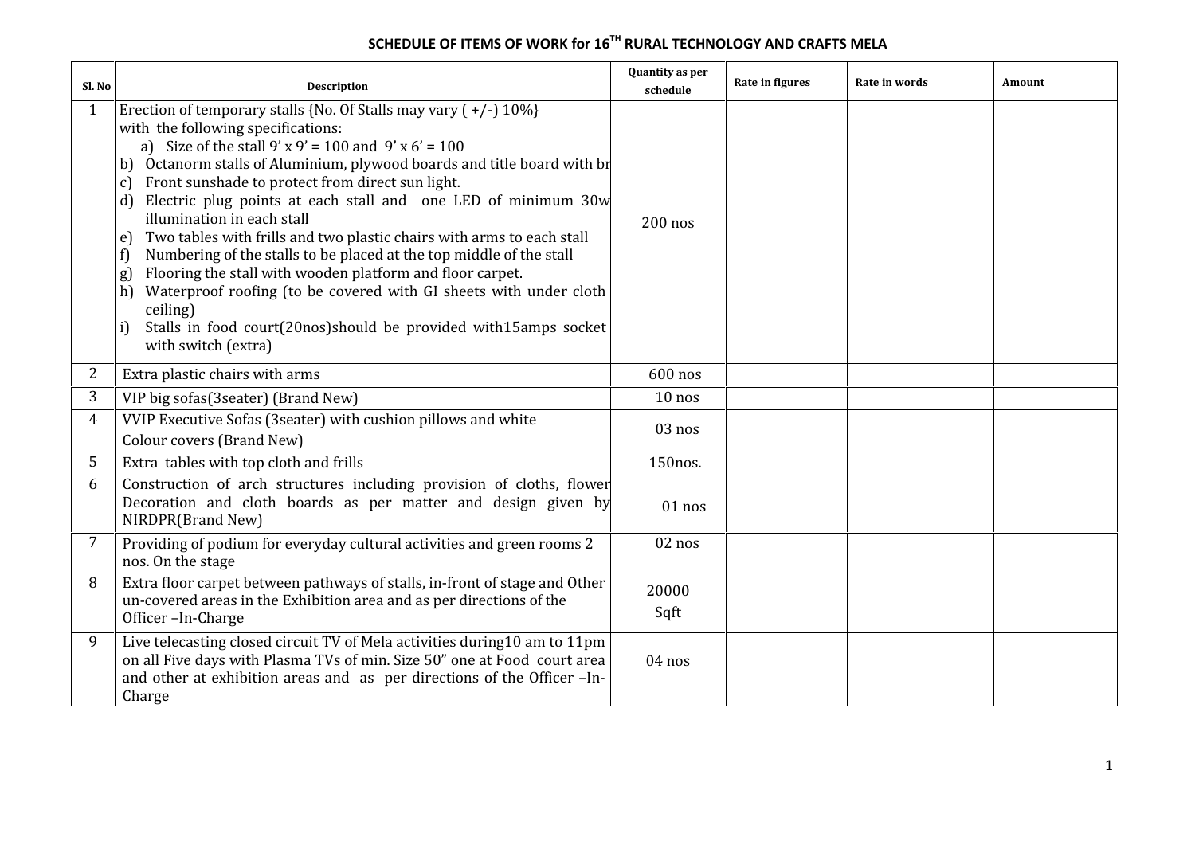# SCHEDULE OF ITEMS OF WORK for 16[TH] RURAL TECHNOLOGY AND CRAFTS MELA

| Sl. No | Description | Quantity as per schedule | Rate in figures | Rate in words | Amount |
|---|---|---|---|---|---|
| 1 | Erection of temporary stalls {No. Of Stalls may vary ( +/-) 10%} with the following specifications:<br>a) Size of the stall 9' x 9' = 100 and 9' x 6' = 100<br>b) Octanorm stalls of Aluminium, plywood boards and title board with br<br>c) Front sunshade to protect from direct sun light.<br>d) Electric plug points at each stall and one LED of minimum 30w illumination in each stall<br>e) Two tables with frills and two plastic chairs with arms to each stall<br>f) Numbering of the stalls to be placed at the top middle of the stall<br>g) Flooring the stall with wooden platform and floor carpet.<br>h) Waterproof roofing (to be covered with GI sheets with under cloth ceiling)<br>i) Stalls in food court(20nos)should be provided with15amps socket with switch (extra) | 200 nos | | | |
| 2 | Extra plastic chairs with arms | 600 nos | | | |
| 3 | VIP big sofas(3seater) (Brand New) | 10 nos | | | |
| 4 | VVIP Executive Sofas (3seater) with cushion pillows and white Colour covers (Brand New) | 03 nos | | | |
| 5 | Extra tables with top cloth and frills | 150nos. | | | |
| 6 | Construction of arch structures including provision of cloths, flower Decoration and cloth boards as per matter and design given by NIRDPR(Brand New) | 01 nos | | | |
| 7 | Providing of podium for everyday cultural activities and green rooms 2 nos. On the stage | 02 nos | | | |
| 8 | Extra floor carpet between pathways of stalls, in-front of stage and Other un-covered areas in the Exhibition area and as per directions of the Officer –In-Charge | 20000 Sqft | | | |
| 9 | Live telecasting closed circuit TV of Mela activities during10 am to 11pm on all Five days with Plasma TVs of min. Size 50" one at Food court area and other at exhibition areas and as per directions of the Officer –In-Charge | 04 nos | | | |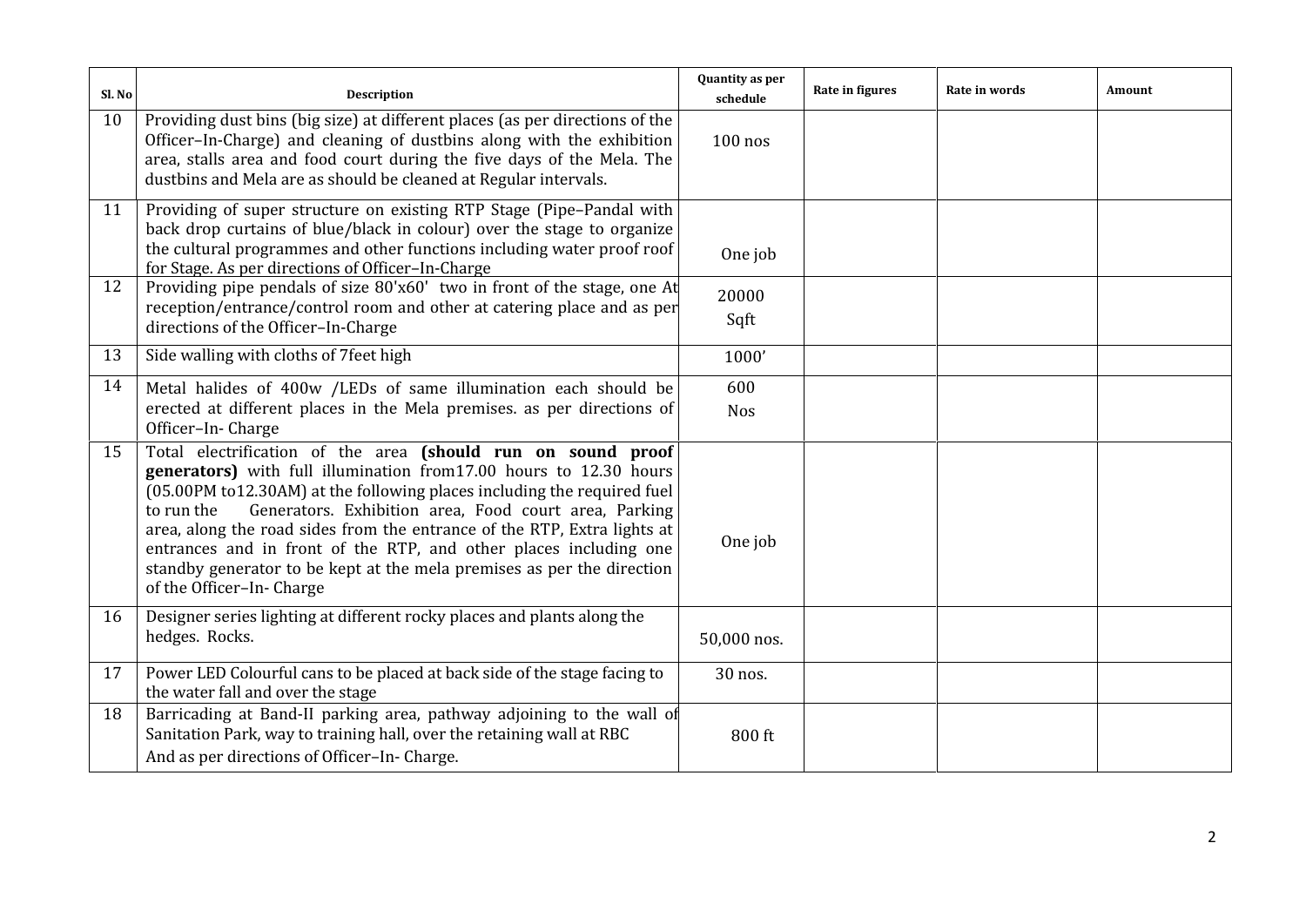| Sl. No | Description | Quantity as per schedule | Rate in figures | Rate in words | Amount |
|---|---|---|---|---|---|
| 10 | Providing dust bins (big size) at different places (as per directions of the Officer–In-Charge) and cleaning of dustbins along with the exhibition area, stalls area and food court during the five days of the Mela. The dustbins and Mela are as should be cleaned at Regular intervals. | 100 nos | | | |
| 11 | Providing of super structure on existing RTP Stage (Pipe–Pandal with back drop curtains of blue/black in colour) over the stage to organize the cultural programmes and other functions including water proof roof for Stage. As per directions of Officer–In-Charge | One job | | | |
| 12 | Providing pipe pendals of size 80'x60' two in front of the stage, one At reception/entrance/control room and other at catering place and as per directions of the Officer–In-Charge | 20000 Sqft | | | |
| 13 | Side walling with cloths of 7feet high | 1000' | | | |
| 14 | Metal halides of 400w /LEDs of same illumination each should be erected at different places in the Mela premises. as per directions of Officer–In- Charge | 600 Nos | | | |
| 15 | Total electrification of the area **(should run on sound proof generators)** with full illumination from17.00 hours to 12.30 hours (05.00PM to12.30AM) at the following places including the required fuel to run the Generators. Exhibition area, Food court area, Parking area, along the road sides from the entrance of the RTP, Extra lights at entrances and in front of the RTP, and other places including one standby generator to be kept at the mela premises as per the direction of the Officer–In- Charge | One job | | | |
| 16 | Designer series lighting at different rocky places and plants along the hedges. Rocks. | 50,000 nos. | | | |
| 17 | Power LED Colourful cans to be placed at back side of the stage facing to the water fall and over the stage | 30 nos. | | | |
| 18 | Barricading at Band-II parking area, pathway adjoining to the wall of Sanitation Park, way to training hall, over the retaining wall at RBC And as per directions of Officer–In- Charge. | 800 ft | | | |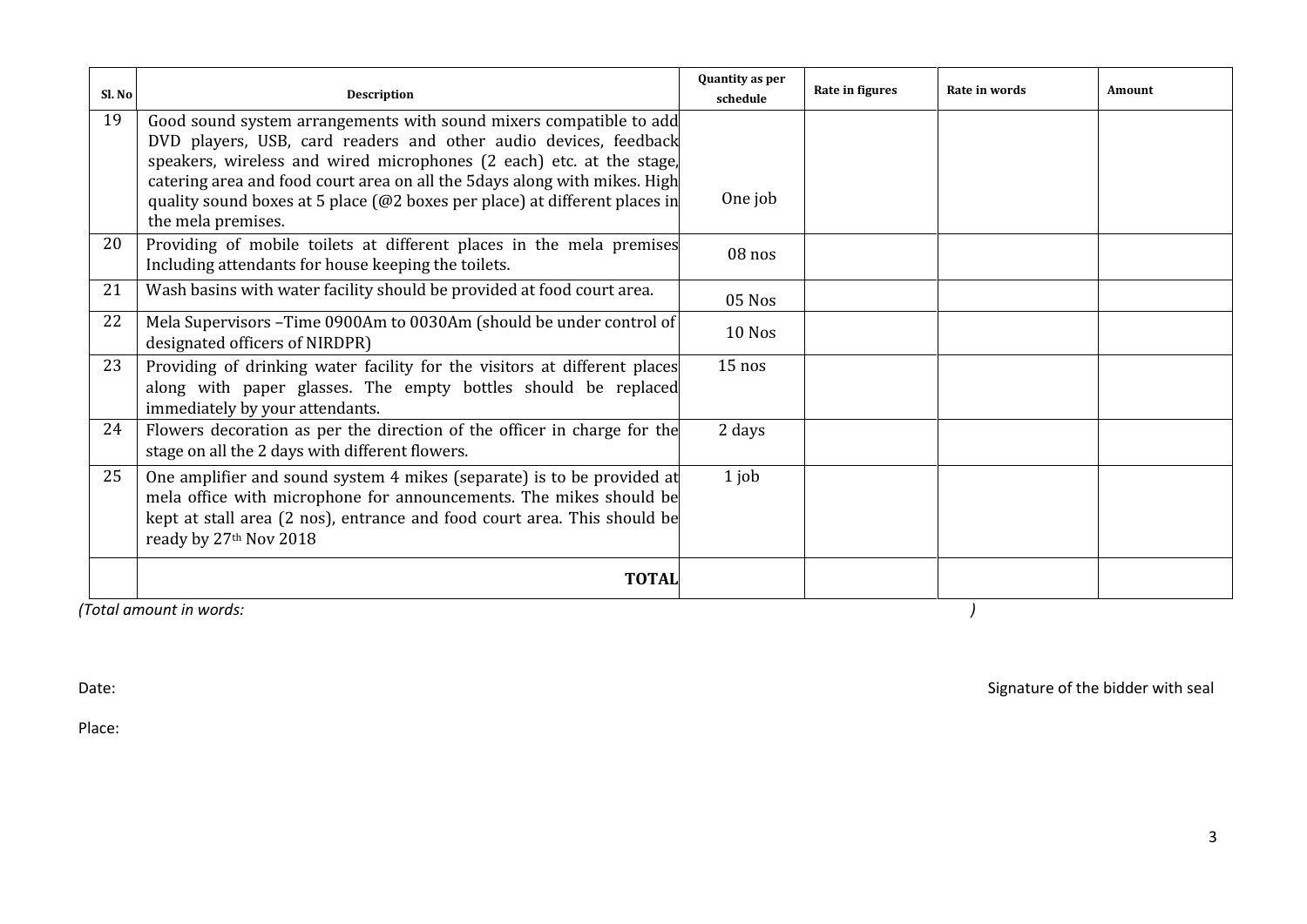| Sl. No | Description | Quantity as per schedule | Rate in figures | Rate in words | Amount |
|---|---|---|---|---|---|
| 19 | Good sound system arrangements with sound mixers compatible to add DVD players, USB, card readers and other audio devices, feedback speakers, wireless and wired microphones (2 each) etc. at the stage, catering area and food court area on all the 5days along with mikes. High quality sound boxes at 5 place (@2 boxes per place) at different places in the mela premises. | One job | | | |
| 20 | Providing of mobile toilets at different places in the mela premises Including attendants for house keeping the toilets. | 08 nos | | | |
| 21 | Wash basins with water facility should be provided at food court area. | 05 Nos | | | |
| 22 | Mela Supervisors –Time 0900Am to 0030Am (should be under control of designated officers of NIRDPR) | 10 Nos | | | |
| 23 | Providing of drinking water facility for the visitors at different places along with paper glasses. The empty bottles should be replaced immediately by your attendants. | 15 nos | | | |
| 24 | Flowers decoration as per the direction of the officer in charge for the stage on all the 2 days with different flowers. | 2 days | | | |
| 25 | One amplifier and sound system 4 mikes (separate) is to be provided at mela office with microphone for announcements. The mikes should be kept at stall area (2 nos), entrance and food court area. This should be ready by 27th Nov 2018 | 1 job | | | |
| | **TOTAL** | | | | |

*(Total amount in words:* )

Date:

Signature of the bidder with seal

Place: